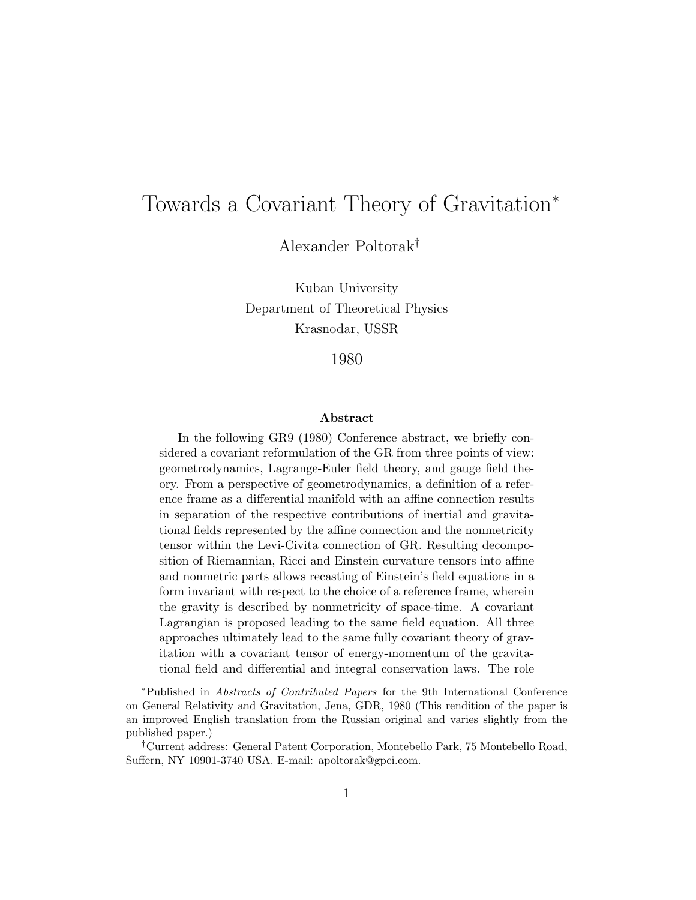# Towards a Covariant Theory of Gravitation*

Alexander Poltorak†

Kuban University
Department of Theoretical Physics
Krasnodar, USSR

1980

### Abstract

In the following GR9 (1980) Conference abstract, we briefly considered a covariant reformulation of the GR from three points of view: geometrodynamics, Lagrange-Euler field theory, and gauge field theory. From a perspective of geometrodynamics, a definition of a reference frame as a differential manifold with an affine connection results in separation of the respective contributions of inertial and gravitational fields represented by the affine connection and the nonmetricity tensor within the Levi-Civita connection of GR. Resulting decomposition of Riemannian, Ricci and Einstein curvature tensors into affine and nonmetric parts allows recasting of Einstein's field equations in a form invariant with respect to the choice of a reference frame, wherein the gravity is described by nonmetricity of space-time. A covariant Lagrangian is proposed leading to the same field equation. All three approaches ultimately lead to the same fully covariant theory of gravitation with a covariant tensor of energy-momentum of the gravitational field and differential and integral conservation laws. The role

---

*Published in *Abstracts of Contributed Papers* for the 9th International Conference on General Relativity and Gravitation, Jena, GDR, 1980 (This rendition of the paper is an improved English translation from the Russian original and varies slightly from the published paper.)

†Current address: General Patent Corporation, Montebello Park, 75 Montebello Road, Suffern, NY 10901-3740 USA. E-mail: apoltorak@gpci.com.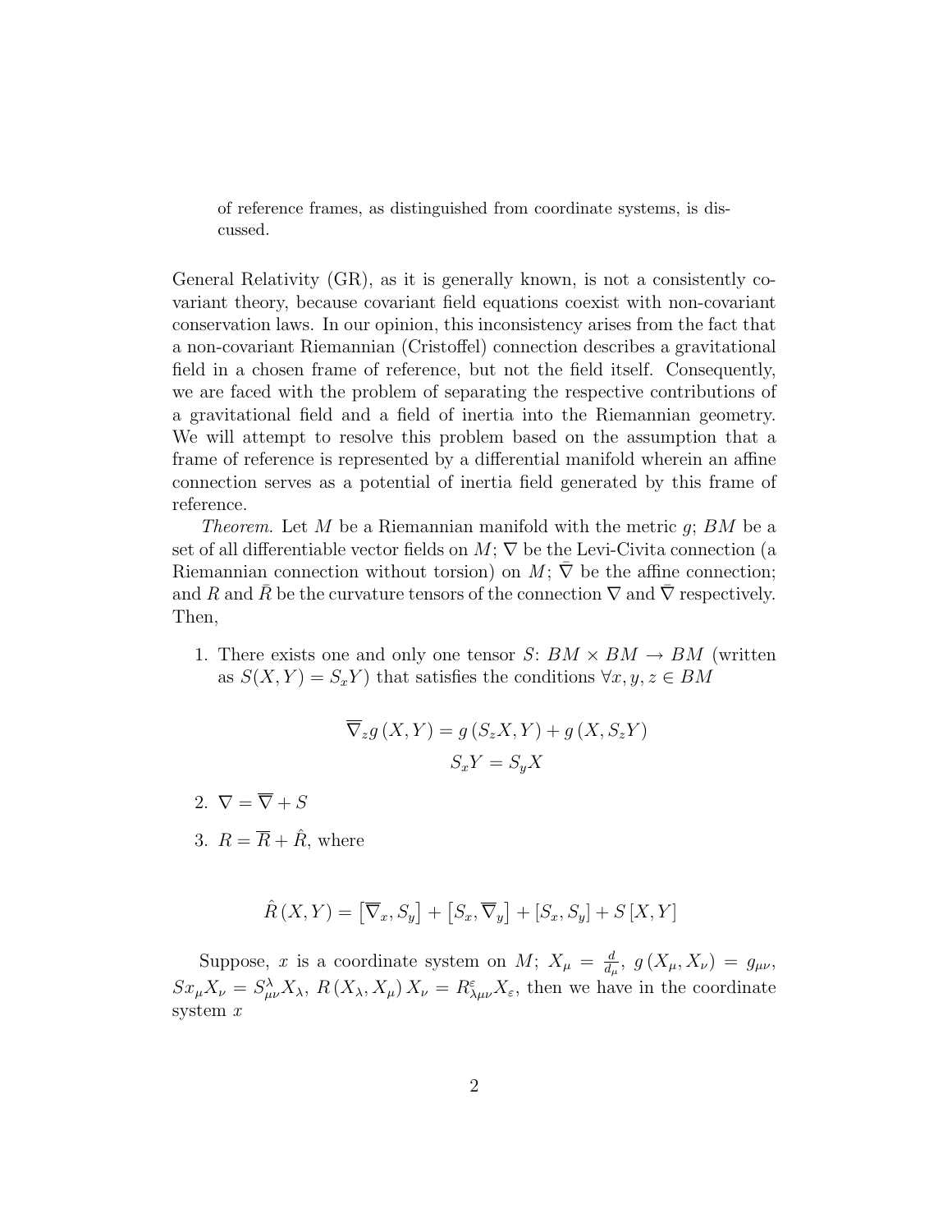of reference frames, as distinguished from coordinate systems, is discussed.

General Relativity (GR), as it is generally known, is not a consistently covariant theory, because covariant field equations coexist with non-covariant conservation laws. In our opinion, this inconsistency arises from the fact that a non-covariant Riemannian (Cristoffel) connection describes a gravitational field in a chosen frame of reference, but not the field itself. Consequently, we are faced with the problem of separating the respective contributions of a gravitational field and a field of inertia into the Riemannian geometry. We will attempt to resolve this problem based on the assumption that a frame of reference is represented by a differential manifold wherein an affine connection serves as a potential of inertia field generated by this frame of reference.

*Theorem*. Let $M$ be a Riemannian manifold with the metric $g$; $BM$ be a set of all differentiable vector fields on $M$; $\nabla$ be the Levi-Civita connection (a Riemannian connection without torsion) on $M$; $\bar{\nabla}$ be the affine connection; and $R$ and $\bar{R}$ be the curvature tensors of the connection $\nabla$ and $\bar{\nabla}$ respectively. Then,

1. There exists one and only one tensor $S$: $BM \times BM \to BM$ (written as $S(X,Y) = S_x Y$) that satisfies the conditions $\forall x, y, z \in BM$

$$\overline{\nabla}_z g\left(X,Y\right) = g\left(S_z X, Y\right) + g\left(X, S_z Y\right)$$

$$S_x Y = S_y X$$

2. $\nabla = \overline{\nabla} + S$

3. $R = \overline{R} + \hat{R}$, where

$$\hat{R}\left(X,Y\right) = \left[\overline{\nabla}_x, S_y\right] + \left[S_x, \overline{\nabla}_y\right] + \left[S_x, S_y\right] + S\left[X,Y\right]$$

Suppose, $x$ is a coordinate system on $M$; $X_\mu = \frac{d}{d_\mu}$, $g\left(X_\mu, X_\nu\right) = g_{\mu\nu}$, $Sx_\mu X_\nu = S^\lambda_{\mu\nu} X_\lambda$, $R\left(X_\lambda, X_\mu\right) X_\nu = R^\varepsilon_{\lambda\mu\nu} X_\varepsilon$, then we have in the coordinate system $x$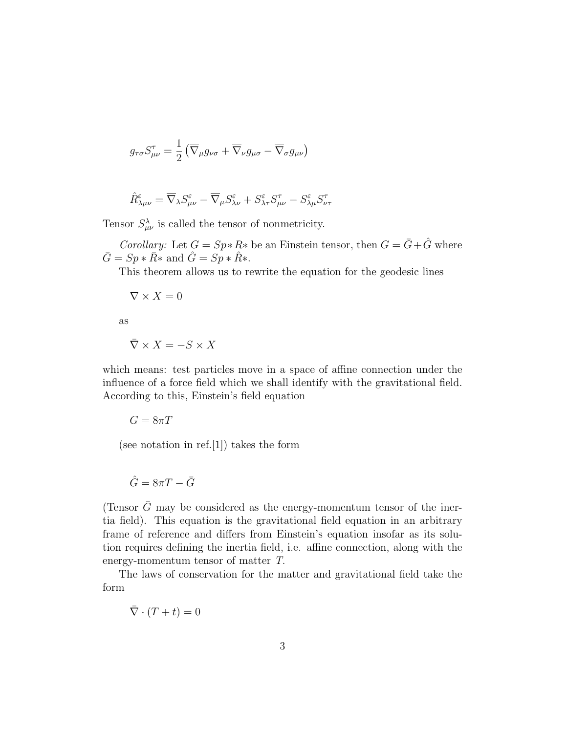$$g_{\tau\sigma} S^{\tau}_{\mu\nu} = \frac{1}{2} \left( \overline{\nabla}_{\mu} g_{\nu\sigma} + \overline{\nabla}_{\nu} g_{\mu\sigma} - \overline{\nabla}_{\sigma} g_{\mu\nu} \right)$$

$$\hat{R}^{\varepsilon}_{\lambda\mu\nu} = \overline{\nabla}_{\lambda} S^{\varepsilon}_{\mu\nu} - \overline{\nabla}_{\mu} S^{\varepsilon}_{\lambda\nu} + S^{\varepsilon}_{\lambda\tau} S^{\tau}_{\mu\nu} - S^{\varepsilon}_{\lambda\mu} S^{\tau}_{\nu\tau}$$

Tensor $S^{\lambda}_{\mu\nu}$ is called the tensor of nonmetricity.

*Corollary:* Let $G = Sp * R*$ be an Einstein tensor, then $G = \bar{G} + \hat{G}$ where $\bar{G} = Sp * \bar{R}*$ and $\hat{G} = Sp * \hat{R}*$.

This theorem allows us to rewrite the equation for the geodesic lines

$$\nabla \times X = 0$$

as

$$\bar{\nabla} \times X = -S \times X$$

which means: test particles move in a space of affine connection under the influence of a force field which we shall identify with the gravitational field. According to this, Einstein's field equation

$$G = 8\pi T$$

(see notation in ref.[1]) takes the form

$$\hat{G} = 8\pi T - \bar{G}$$

(Tensor $\bar{G}$ may be considered as the energy-momentum tensor of the inertia field). This equation is the gravitational field equation in an arbitrary frame of reference and differs from Einstein's equation insofar as its solution requires defining the inertia field, i.e. affine connection, along with the energy-momentum tensor of matter $T$.

The laws of conservation for the matter and gravitational field take the form

$$\bar{\nabla} \cdot (T + t) = 0$$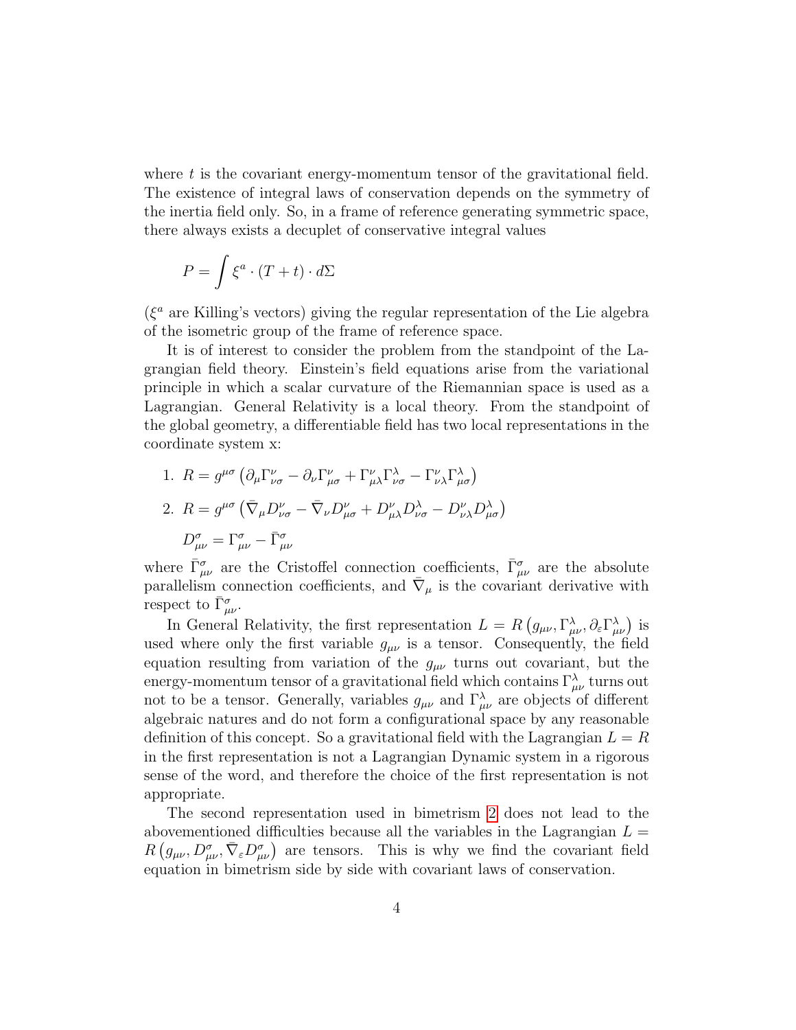where $t$ is the covariant energy-momentum tensor of the gravitational field. The existence of integral laws of conservation depends on the symmetry of the inertia field only. So, in a frame of reference generating symmetric space, there always exists a decuplet of conservative integral values

$$P = \int \xi^a \cdot (T + t) \cdot d\Sigma$$

($\xi^a$ are Killing's vectors) giving the regular representation of the Lie algebra of the isometric group of the frame of reference space.

It is of interest to consider the problem from the standpoint of the Lagrangian field theory. Einstein's field equations arise from the variational principle in which a scalar curvature of the Riemannian space is used as a Lagrangian. General Relativity is a local theory. From the standpoint of the global geometry, a differentiable field has two local representations in the coordinate system x:

1. $R = g^{\mu\sigma} \left( \partial_\mu \Gamma^\nu_{\nu\sigma} - \partial_\nu \Gamma^\nu_{\mu\sigma} + \Gamma^\nu_{\mu\lambda} \Gamma^\lambda_{\nu\sigma} - \Gamma^\nu_{\nu\lambda} \Gamma^\lambda_{\mu\sigma} \right)$
2. $R = g^{\mu\sigma} \left( \bar{\nabla}_\mu D^\nu_{\nu\sigma} - \bar{\nabla}_\nu D^\nu_{\mu\sigma} + D^\nu_{\mu\lambda} D^\lambda_{\nu\sigma} - D^\nu_{\nu\lambda} D^\lambda_{\mu\sigma} \right)$

   $D^\sigma_{\mu\nu} = \Gamma^\sigma_{\mu\nu} - \bar{\Gamma}^\sigma_{\mu\nu}$

where $\bar{\Gamma}^\sigma_{\mu\nu}$ are the Cristoffel connection coefficients, $\bar{\Gamma}^\sigma_{\mu\nu}$ are the absolute parallelism connection coefficients, and $\bar{\nabla}_\mu$ is the covariant derivative with respect to $\bar{\Gamma}^\sigma_{\mu\nu}$.

In General Relativity, the first representation $L = R\left(g_{\mu\nu}, \Gamma^\lambda_{\mu\nu}, \partial_\varepsilon \Gamma^\lambda_{\mu\nu}\right)$ is used where only the first variable $g_{\mu\nu}$ is a tensor. Consequently, the field equation resulting from variation of the $g_{\mu\nu}$ turns out covariant, but the energy-momentum tensor of a gravitational field which contains $\Gamma^\lambda_{\mu\nu}$ turns out not to be a tensor. Generally, variables $g_{\mu\nu}$ and $\Gamma^\lambda_{\mu\nu}$ are objects of different algebraic natures and do not form a configurational space by any reasonable definition of this concept. So a gravitational field with the Lagrangian $L = R$ in the first representation is not a Lagrangian Dynamic system in a rigorous sense of the word, and therefore the choice of the first representation is not appropriate.

The second representation used in bimetrism [2] does not lead to the abovementioned difficulties because all the variables in the Lagrangian $L = R\left(g_{\mu\nu}, D^\sigma_{\mu\nu}, \bar{\nabla}_\varepsilon D^\sigma_{\mu\nu}\right)$ are tensors. This is why we find the covariant field equation in bimetrism side by side with covariant laws of conservation.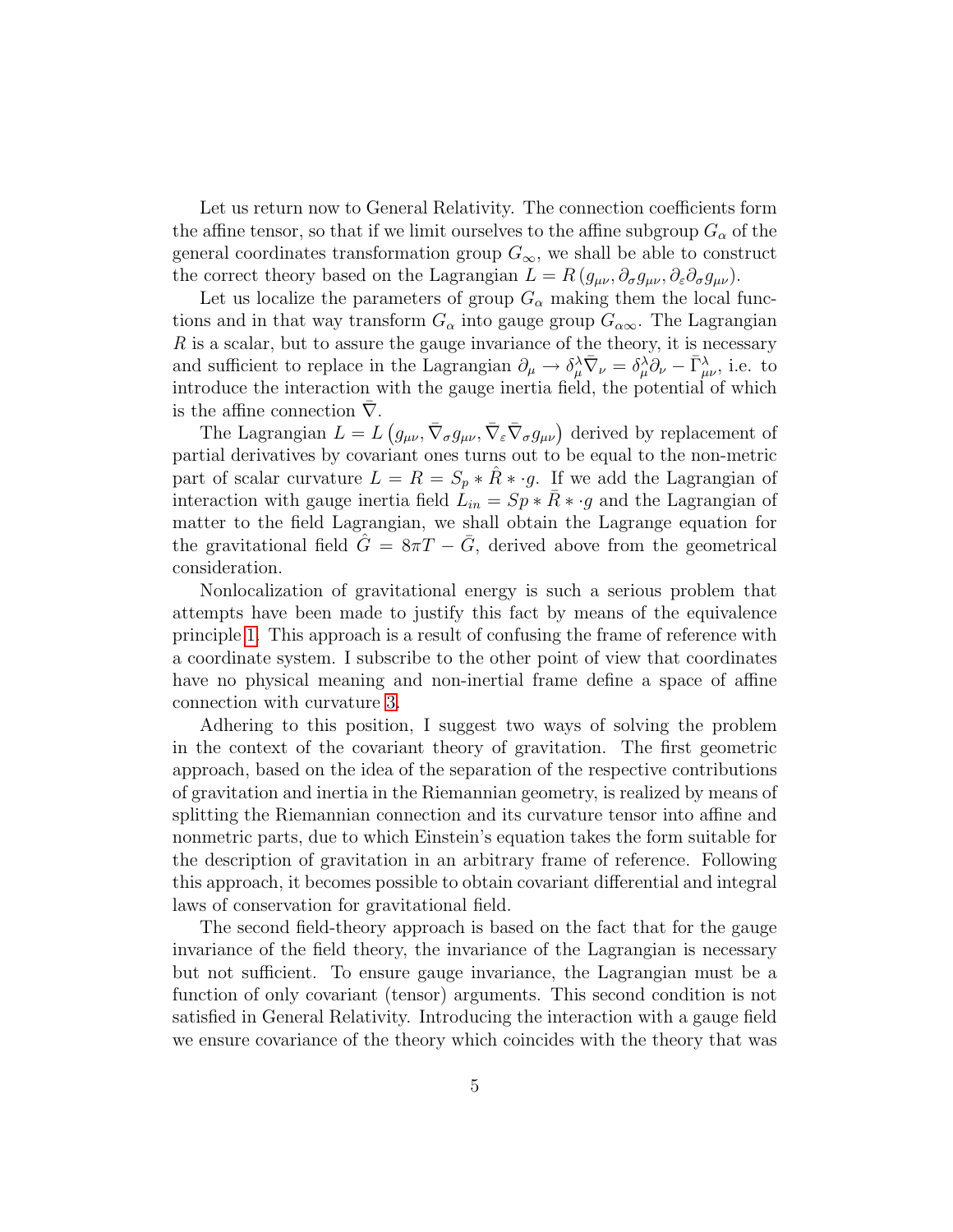Let us return now to General Relativity. The connection coefficients form the affine tensor, so that if we limit ourselves to the affine subgroup $G_\alpha$ of the general coordinates transformation group $G_\infty$, we shall be able to construct the correct theory based on the Lagrangian $L = R\left(g_{\mu\nu}, \partial_\sigma g_{\mu\nu}, \partial_\varepsilon \partial_\sigma g_{\mu\nu}\right)$.

Let us localize the parameters of group $G_\alpha$ making them the local functions and in that way transform $G_\alpha$ into gauge group $G_{\alpha\infty}$. The Lagrangian $R$ is a scalar, but to assure the gauge invariance of the theory, it is necessary and sufficient to replace in the Lagrangian $\partial_\mu \to \delta^\lambda_\mu \bar{\nabla}_\nu = \delta^\lambda_\mu \partial_\nu - \bar{\Gamma}^\lambda_{\mu\nu}$, i.e. to introduce the interaction with the gauge inertia field, the potential of which is the affine connection $\bar{\nabla}$.

The Lagrangian $L = L\left(g_{\mu\nu}, \bar{\nabla}_\sigma g_{\mu\nu}, \bar{\nabla}_\varepsilon \bar{\nabla}_\sigma g_{\mu\nu}\right)$ derived by replacement of partial derivatives by covariant ones turns out to be equal to the non-metric part of scalar curvature $L = R = S_p * \hat{R} * \cdot g$. If we add the Lagrangian of interaction with gauge inertia field $L_{in} = Sp * \bar{R} * \cdot g$ and the Lagrangian of matter to the field Lagrangian, we shall obtain the Lagrange equation for the gravitational field $\hat{G} = 8\pi T - \bar{G}$, derived above from the geometrical consideration.

Nonlocalization of gravitational energy is such a serious problem that attempts have been made to justify this fact by means of the equivalence principle [1]. This approach is a result of confusing the frame of reference with a coordinate system. I subscribe to the other point of view that coordinates have no physical meaning and non-inertial frame define a space of affine connection with curvature [3].

Adhering to this position, I suggest two ways of solving the problem in the context of the covariant theory of gravitation. The first geometric approach, based on the idea of the separation of the respective contributions of gravitation and inertia in the Riemannian geometry, is realized by means of splitting the Riemannian connection and its curvature tensor into affine and nonmetric parts, due to which Einstein's equation takes the form suitable for the description of gravitation in an arbitrary frame of reference. Following this approach, it becomes possible to obtain covariant differential and integral laws of conservation for gravitational field.

The second field-theory approach is based on the fact that for the gauge invariance of the field theory, the invariance of the Lagrangian is necessary but not sufficient. To ensure gauge invariance, the Lagrangian must be a function of only covariant (tensor) arguments. This second condition is not satisfied in General Relativity. Introducing the interaction with a gauge field we ensure covariance of the theory which coincides with the theory that was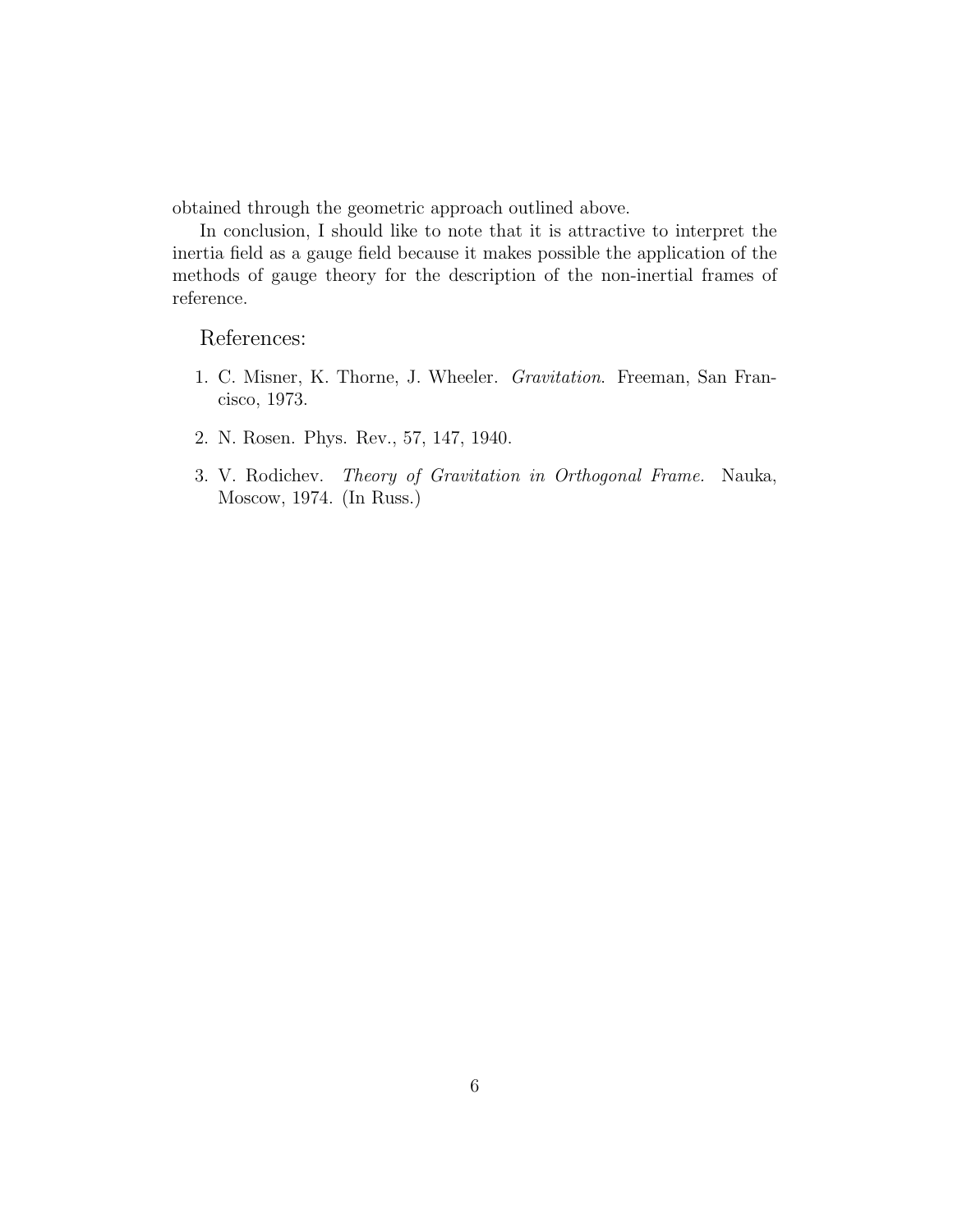obtained through the geometric approach outlined above.

In conclusion, I should like to note that it is attractive to interpret the inertia field as a gauge field because it makes possible the application of the methods of gauge theory for the description of the non-inertial frames of reference.

## References:

1. C. Misner, K. Thorne, J. Wheeler. *Gravitation*. Freeman, San Francisco, 1973.
2. N. Rosen. Phys. Rev., 57, 147, 1940.
3. V. Rodichev. *Theory of Gravitation in Orthogonal Frame.* Nauka, Moscow, 1974. (In Russ.)